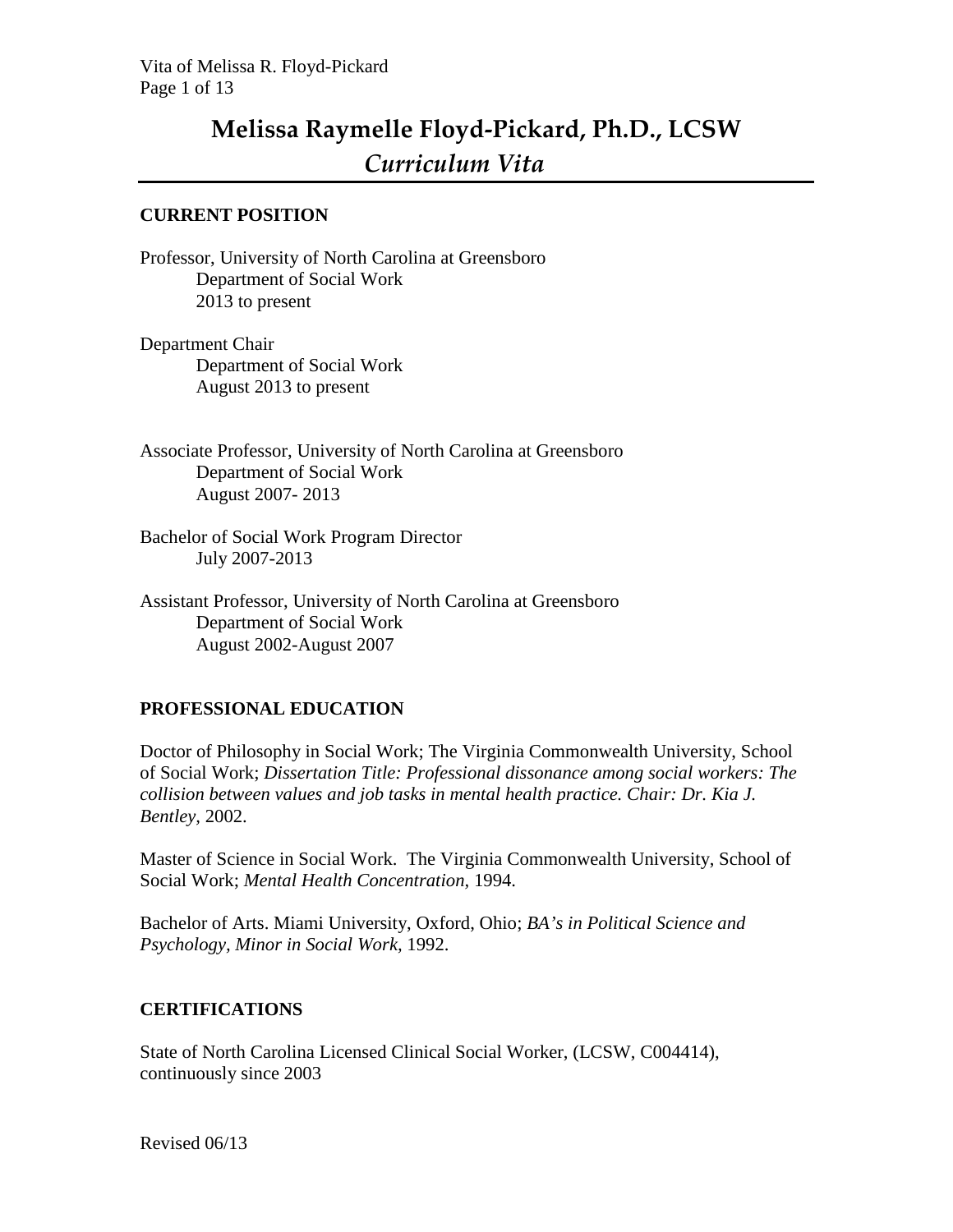# Melissa Raymelle Floyd-Pickard, Ph.D., LCSW

## *Curriculum Vita*

### CURRENT POSITION

Professor, University of North Carolina at Greensboro
Department of Social Work
2013 to present

Department Chair
Department of Social Work
August 2013 to present

Associate Professor, University of North Carolina at Greensboro
Department of Social Work
August 2007- 2013

Bachelor of Social Work Program Director
July 2007-2013

Assistant Professor, University of North Carolina at Greensboro
Department of Social Work
August 2002-August 2007

### PROFESSIONAL EDUCATION

Doctor of Philosophy in Social Work; The Virginia Commonwealth University, School of Social Work; *Dissertation Title: Professional dissonance among social workers: The collision between values and job tasks in mental health practice. Chair: Dr. Kia J. Bentley*, 2002.

Master of Science in Social Work. The Virginia Commonwealth University, School of Social Work; *Mental Health Concentration*, 1994.

Bachelor of Arts. Miami University, Oxford, Ohio; *BA's in Political Science and Psychology, Minor in Social Work*, 1992.

### CERTIFICATIONS

State of North Carolina Licensed Clinical Social Worker, (LCSW, C004414), continuously since 2003

Revised 06/13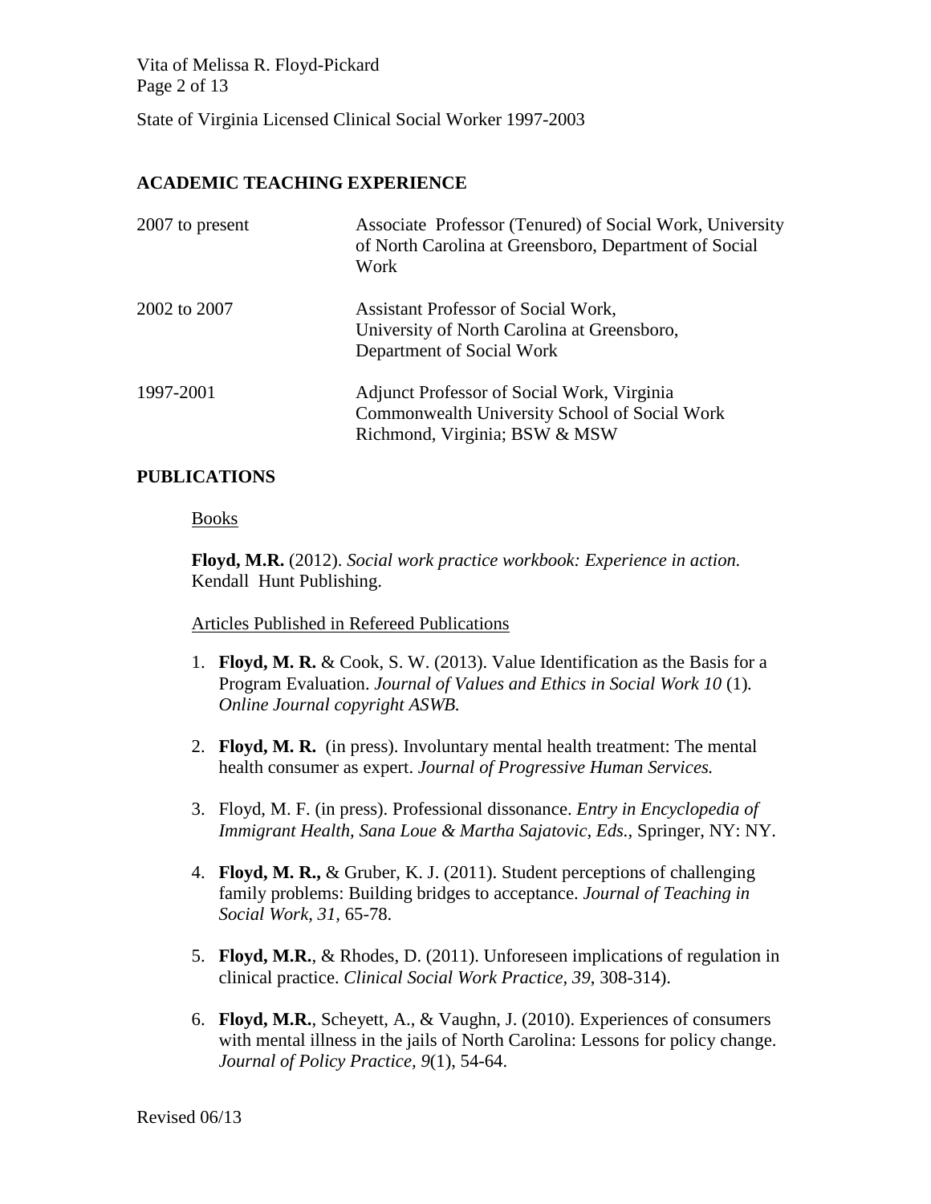State of Virginia Licensed Clinical Social Worker 1997-2003

## ACADEMIC TEACHING EXPERIENCE

| | |
|---|---|
| 2007 to present | Associate Professor (Tenured) of Social Work, University of North Carolina at Greensboro, Department of Social Work |
| 2002 to 2007 | Assistant Professor of Social Work, University of North Carolina at Greensboro, Department of Social Work |
| 1997-2001 | Adjunct Professor of Social Work, Virginia Commonwealth University School of Social Work Richmond, Virginia; BSW & MSW |

## PUBLICATIONS

Books

**Floyd, M.R.** (2012). *Social work practice workbook: Experience in action.* Kendall Hunt Publishing.

Articles Published in Refereed Publications

1. **Floyd, M. R.** & Cook, S. W. (2013). Value Identification as the Basis for a Program Evaluation. *Journal of Values and Ethics in Social Work 10* (1). *Online Journal copyright ASWB.*

2. **Floyd, M. R.** (in press). Involuntary mental health treatment: The mental health consumer as expert. *Journal of Progressive Human Services.*

3. Floyd, M. F. (in press). Professional dissonance. *Entry in Encyclopedia of Immigrant Health, Sana Loue & Martha Sajatovic, Eds.*, Springer, NY: NY.

4. **Floyd, M. R.,** & Gruber, K. J. (2011). Student perceptions of challenging family problems: Building bridges to acceptance. *Journal of Teaching in Social Work, 31,* 65-78.

5. **Floyd, M.R.**, & Rhodes, D. (2011). Unforeseen implications of regulation in clinical practice. *Clinical Social Work Practice, 39*, 308-314).

6. **Floyd, M.R.**, Scheyett, A., & Vaughn, J. (2010). Experiences of consumers with mental illness in the jails of North Carolina: Lessons for policy change. *Journal of Policy Practice, 9*(1), 54-64.

Revised 06/13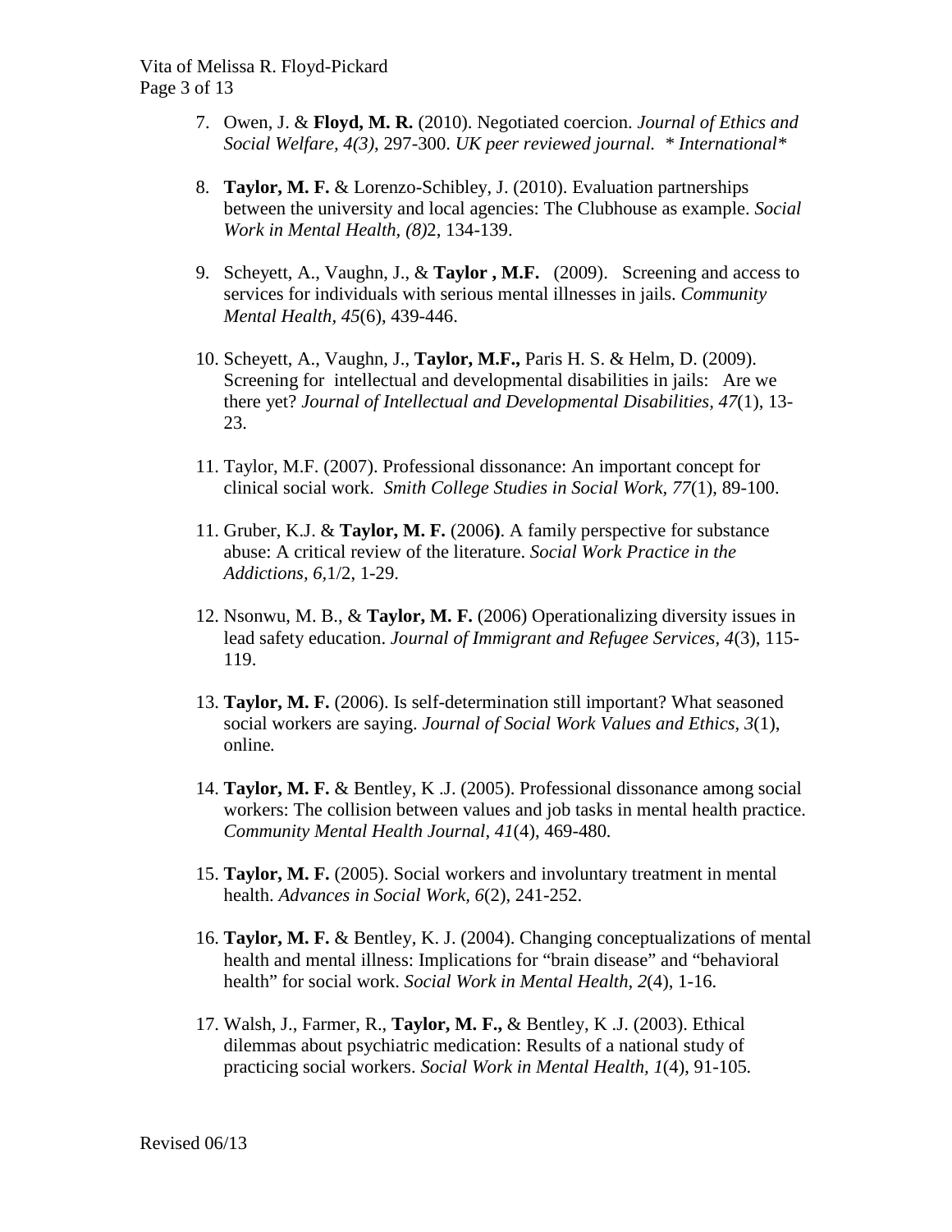7. Owen, J. & **Floyd, M. R.** (2010). Negotiated coercion. *Journal of Ethics and Social Welfare, 4(3),* 297-300. *UK peer reviewed journal. * International**

8. **Taylor, M. F.** & Lorenzo-Schibley, J. (2010). Evaluation partnerships between the university and local agencies: The Clubhouse as example. *Social Work in Mental Health, (8)*2, 134-139.

9. Scheyett, A., Vaughn, J., & **Taylor , M.F.** (2009). Screening and access to services for individuals with serious mental illnesses in jails. *Community Mental Health, 45*(6), 439-446.

10. Scheyett, A., Vaughn, J., **Taylor, M.F.,** Paris H. S. & Helm, D. (2009). Screening for intellectual and developmental disabilities in jails: Are we there yet? *Journal of Intellectual and Developmental Disabilities, 47*(1), 13-23.

11. Taylor, M.F. (2007). Professional dissonance: An important concept for clinical social work. *Smith College Studies in Social Work, 77*(1), 89-100.

11. Gruber, K.J. & **Taylor, M. F.** (2006**)**. A family perspective for substance abuse: A critical review of the literature. *Social Work Practice in the Addictions, 6,*1/2, 1-29.

12. Nsonwu, M. B., & **Taylor, M. F.** (2006) Operationalizing diversity issues in lead safety education. *Journal of Immigrant and Refugee Services, 4*(3), 115-119.

13. **Taylor, M. F.** (2006). Is self-determination still important? What seasoned social workers are saying. *Journal of Social Work Values and Ethics, 3*(1), online.

14. **Taylor, M. F.** & Bentley, K .J. (2005). Professional dissonance among social workers: The collision between values and job tasks in mental health practice. *Community Mental Health Journal, 41*(4), 469-480.

15. **Taylor, M. F.** (2005). Social workers and involuntary treatment in mental health. *Advances in Social Work, 6*(2), 241-252.

16. **Taylor, M. F.** & Bentley, K. J. (2004). Changing conceptualizations of mental health and mental illness: Implications for "brain disease" and "behavioral health" for social work. *Social Work in Mental Health, 2*(4), 1-16.

17. Walsh, J., Farmer, R., **Taylor, M. F.,** & Bentley, K .J. (2003). Ethical dilemmas about psychiatric medication: Results of a national study of practicing social workers. *Social Work in Mental Health, 1*(4), 91-105.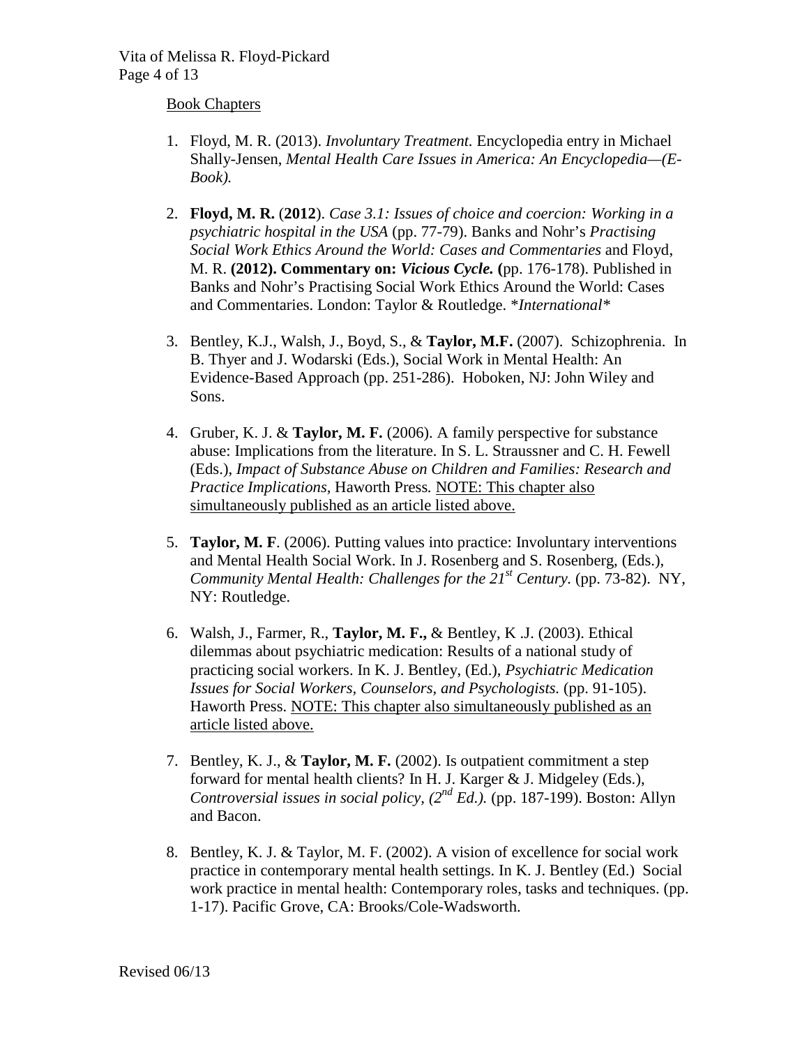Book Chapters

1. Floyd, M. R. (2013). *Involuntary Treatment.* Encyclopedia entry in Michael Shally-Jensen, *Mental Health Care Issues in America: An Encyclopedia—(E-Book).*

2. **Floyd, M. R.** (**2012**). *Case 3.1: Issues of choice and coercion: Working in a psychiatric hospital in the USA* (pp. 77-79). Banks and Nohr's *Practising Social Work Ethics Around the World: Cases and Commentaries* and Floyd, M. R. **(2012). Commentary on:** ***Vicious Cycle.*** **(**pp. 176-178). Published in Banks and Nohr's Practising Social Work Ethics Around the World: Cases and Commentaries. London: Taylor & Routledge. *\*International\**

3. Bentley, K.J., Walsh, J., Boyd, S., & **Taylor, M.F.** (2007). Schizophrenia. In B. Thyer and J. Wodarski (Eds.), Social Work in Mental Health: An Evidence-Based Approach (pp. 251-286). Hoboken, NJ: John Wiley and Sons.

4. Gruber, K. J. & **Taylor, M. F.** (2006). A family perspective for substance abuse: Implications from the literature. In S. L. Straussner and C. H. Fewell (Eds.), *Impact of Substance Abuse on Children and Families: Research and Practice Implications,* Haworth Press. <u>NOTE: This chapter also simultaneously published as an article listed above.</u>

5. **Taylor, M. F**. (2006). Putting values into practice: Involuntary interventions and Mental Health Social Work. In J. Rosenberg and S. Rosenberg, (Eds.), *Community Mental Health: Challenges for the 21st Century.* (pp. 73-82). NY, NY: Routledge.

6. Walsh, J., Farmer, R., **Taylor, M. F.,** & Bentley, K .J. (2003). Ethical dilemmas about psychiatric medication: Results of a national study of practicing social workers. In K. J. Bentley, (Ed.), *Psychiatric Medication Issues for Social Workers, Counselors, and Psychologists.* (pp. 91-105). Haworth Press. <u>NOTE: This chapter also simultaneously published as an article listed above.</u>

7. Bentley, K. J., & **Taylor, M. F.** (2002). Is outpatient commitment a step forward for mental health clients? In H. J. Karger & J. Midgeley (Eds.), *Controversial issues in social policy, (2nd Ed.).* (pp. 187-199). Boston: Allyn and Bacon.

8. Bentley, K. J. & Taylor, M. F. (2002). A vision of excellence for social work practice in contemporary mental health settings. In K. J. Bentley (Ed.) Social work practice in mental health: Contemporary roles, tasks and techniques. (pp. 1-17). Pacific Grove, CA: Brooks/Cole-Wadsworth.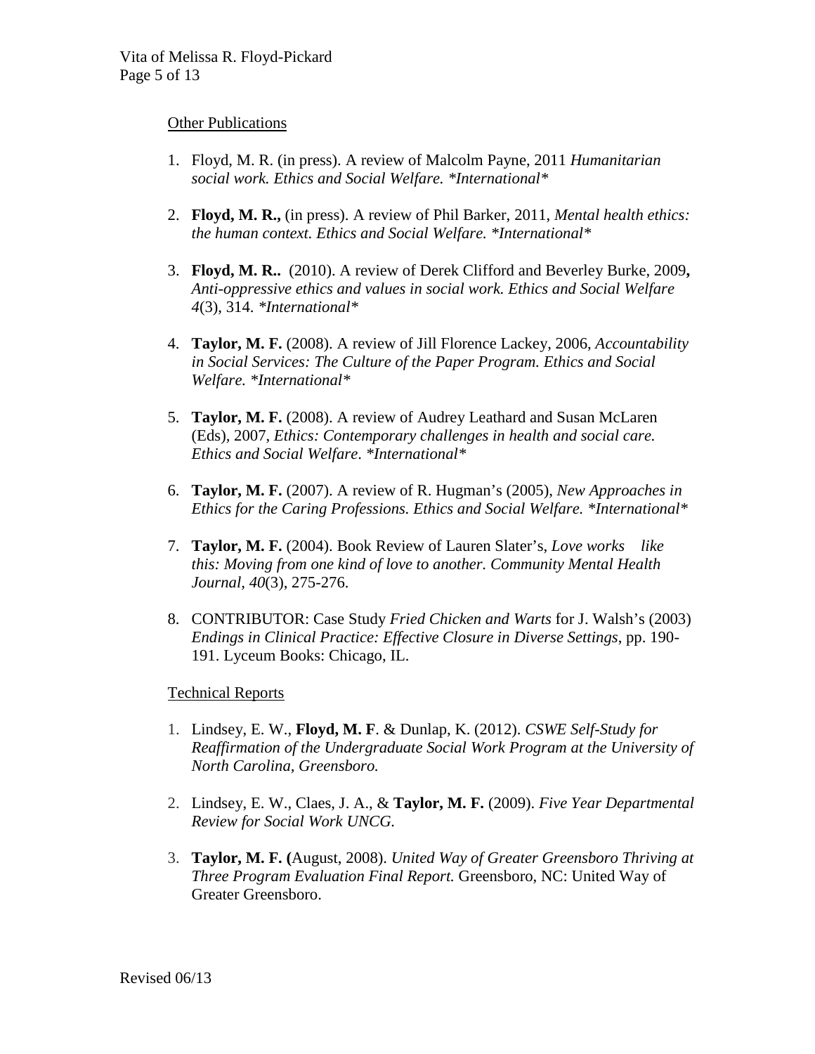## Other Publications

1. Floyd, M. R. (in press). A review of Malcolm Payne, 2011 *Humanitarian social work. Ethics and Social Welfare. *International**

2. **Floyd, M. R.,** (in press). A review of Phil Barker, 2011, *Mental health ethics: the human context. Ethics and Social Welfare. *International**

3. **Floyd, M. R..** (2010). A review of Derek Clifford and Beverley Burke, 2009**,** *Anti-oppressive ethics and values in social work. Ethics and Social Welfare 4*(3), 314. **International**

4. **Taylor, M. F.** (2008). A review of Jill Florence Lackey, 2006, *Accountability in Social Services: The Culture of the Paper Program. Ethics and Social Welfare. *International**

5. **Taylor, M. F.** (2008). A review of Audrey Leathard and Susan McLaren (Eds), 2007, *Ethics: Contemporary challenges in health and social care. Ethics and Social Welfare*. **International**

6. **Taylor, M. F.** (2007). A review of R. Hugman's (2005), *New Approaches in Ethics for the Caring Professions. Ethics and Social Welfare. *International**

7. **Taylor, M. F.** (2004). Book Review of Lauren Slater's, *Love works like this: Moving from one kind of love to another. Community Mental Health Journal*, *40*(3), 275-276.

8. CONTRIBUTOR: Case Study *Fried Chicken and Warts* for J. Walsh's (2003) *Endings in Clinical Practice: Effective Closure in Diverse Settings*, pp. 190-191. Lyceum Books: Chicago, IL.

## Technical Reports

1. Lindsey, E. W., **Floyd, M. F**. & Dunlap, K. (2012). *CSWE Self-Study for Reaffirmation of the Undergraduate Social Work Program at the University of North Carolina, Greensboro.*

2. Lindsey, E. W., Claes, J. A., & **Taylor, M. F.** (2009). *Five Year Departmental Review for Social Work UNCG.*

3. **Taylor, M. F. (**August, 2008). *United Way of Greater Greensboro Thriving at Three Program Evaluation Final Report.* Greensboro, NC: United Way of Greater Greensboro.

Revised 06/13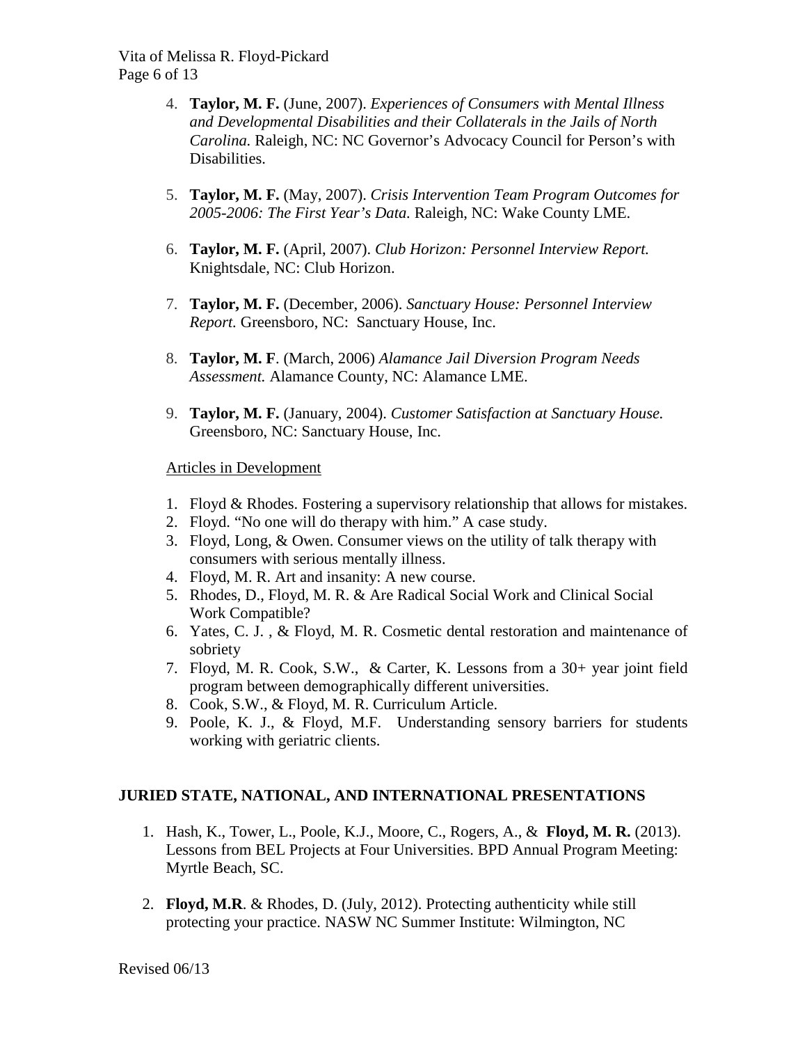4. **Taylor, M. F.** (June, 2007). *Experiences of Consumers with Mental Illness and Developmental Disabilities and their Collaterals in the Jails of North Carolina.* Raleigh, NC: NC Governor's Advocacy Council for Person's with Disabilities.

5. **Taylor, M. F.** (May, 2007). *Crisis Intervention Team Program Outcomes for 2005-2006: The First Year's Data.* Raleigh, NC: Wake County LME.

6. **Taylor, M. F.** (April, 2007). *Club Horizon: Personnel Interview Report.* Knightsdale, NC: Club Horizon.

7. **Taylor, M. F.** (December, 2006). *Sanctuary House: Personnel Interview Report.* Greensboro, NC: Sanctuary House, Inc.

8. **Taylor, M. F**. (March, 2006) *Alamance Jail Diversion Program Needs Assessment.* Alamance County, NC: Alamance LME.

9. **Taylor, M. F.** (January, 2004). *Customer Satisfaction at Sanctuary House.* Greensboro, NC: Sanctuary House, Inc.

Articles in Development

1. Floyd & Rhodes. Fostering a supervisory relationship that allows for mistakes.
2. Floyd. "No one will do therapy with him." A case study.
3. Floyd, Long, & Owen. Consumer views on the utility of talk therapy with consumers with serious mentally illness.
4. Floyd, M. R. Art and insanity: A new course.
5. Rhodes, D., Floyd, M. R. & Are Radical Social Work and Clinical Social Work Compatible?
6. Yates, C. J. , & Floyd, M. R. Cosmetic dental restoration and maintenance of sobriety
7. Floyd, M. R. Cook, S.W., & Carter, K. Lessons from a 30+ year joint field program between demographically different universities.
8. Cook, S.W., & Floyd, M. R. Curriculum Article.
9. Poole, K. J., & Floyd, M.F. Understanding sensory barriers for students working with geriatric clients.

## JURIED STATE, NATIONAL, AND INTERNATIONAL PRESENTATIONS

1. Hash, K., Tower, L., Poole, K.J., Moore, C., Rogers, A., & **Floyd, M. R.** (2013). Lessons from BEL Projects at Four Universities. BPD Annual Program Meeting: Myrtle Beach, SC.

2. **Floyd, M.R**. & Rhodes, D. (July, 2012). Protecting authenticity while still protecting your practice. NASW NC Summer Institute: Wilmington, NC

Revised 06/13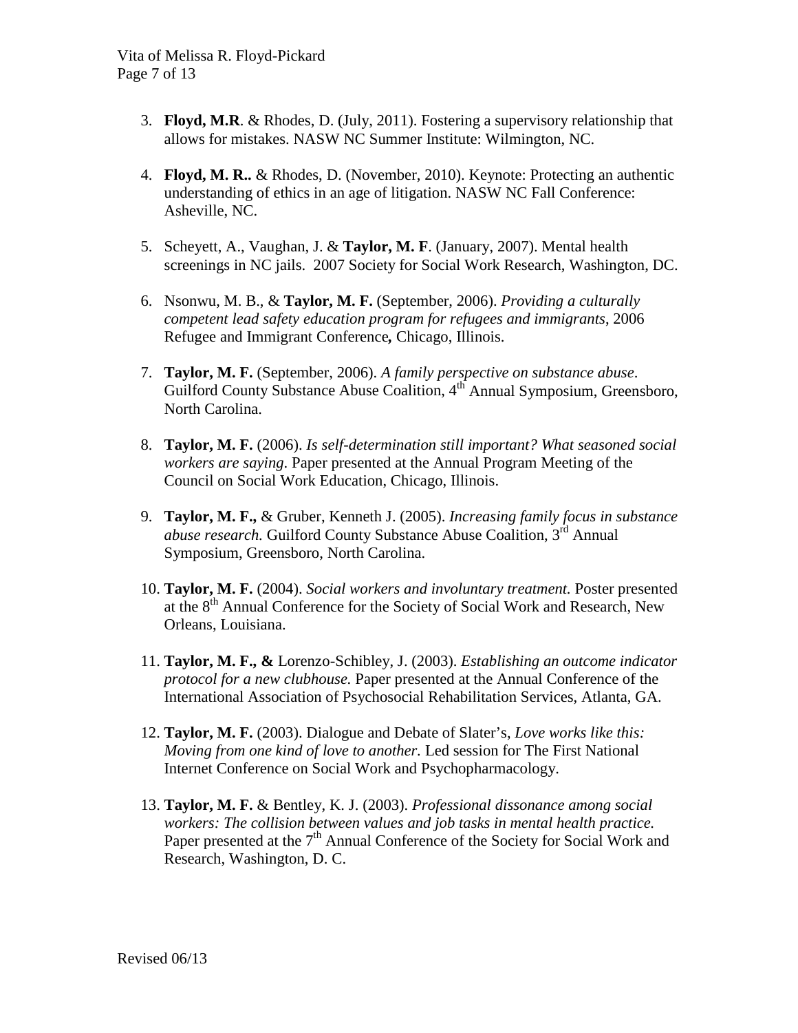3. **Floyd, M.R**. & Rhodes, D. (July, 2011). Fostering a supervisory relationship that allows for mistakes. NASW NC Summer Institute: Wilmington, NC.

4. **Floyd, M. R..** & Rhodes, D. (November, 2010). Keynote: Protecting an authentic understanding of ethics in an age of litigation. NASW NC Fall Conference: Asheville, NC.

5. Scheyett, A., Vaughan, J. & **Taylor, M. F**. (January, 2007). Mental health screenings in NC jails. 2007 Society for Social Work Research, Washington, DC.

6. Nsonwu, M. B., & **Taylor, M. F.** (September, 2006). *Providing a culturally competent lead safety education program for refugees and immigrants*, 2006 Refugee and Immigrant Conference**,** Chicago, Illinois.

7. **Taylor, M. F.** (September, 2006). *A family perspective on substance abuse*. Guilford County Substance Abuse Coalition, 4th Annual Symposium, Greensboro, North Carolina.

8. **Taylor, M. F.** (2006). *Is self-determination still important? What seasoned social workers are saying*. Paper presented at the Annual Program Meeting of the Council on Social Work Education, Chicago, Illinois.

9. **Taylor, M. F.,** & Gruber, Kenneth J. (2005). *Increasing family focus in substance abuse research.* Guilford County Substance Abuse Coalition, 3rd Annual Symposium, Greensboro, North Carolina.

10. **Taylor, M. F.** (2004). *Social workers and involuntary treatment.* Poster presented at the 8th Annual Conference for the Society of Social Work and Research, New Orleans, Louisiana.

11. **Taylor, M. F., &** Lorenzo-Schibley, J. (2003). *Establishing an outcome indicator protocol for a new clubhouse.* Paper presented at the Annual Conference of the International Association of Psychosocial Rehabilitation Services, Atlanta, GA.

12. **Taylor, M. F.** (2003). Dialogue and Debate of Slater's, *Love works like this: Moving from one kind of love to another.* Led session for The First National Internet Conference on Social Work and Psychopharmacology.

13. **Taylor, M. F.** & Bentley, K. J. (2003). *Professional dissonance among social workers: The collision between values and job tasks in mental health practice.* Paper presented at the 7th Annual Conference of the Society for Social Work and Research, Washington, D. C.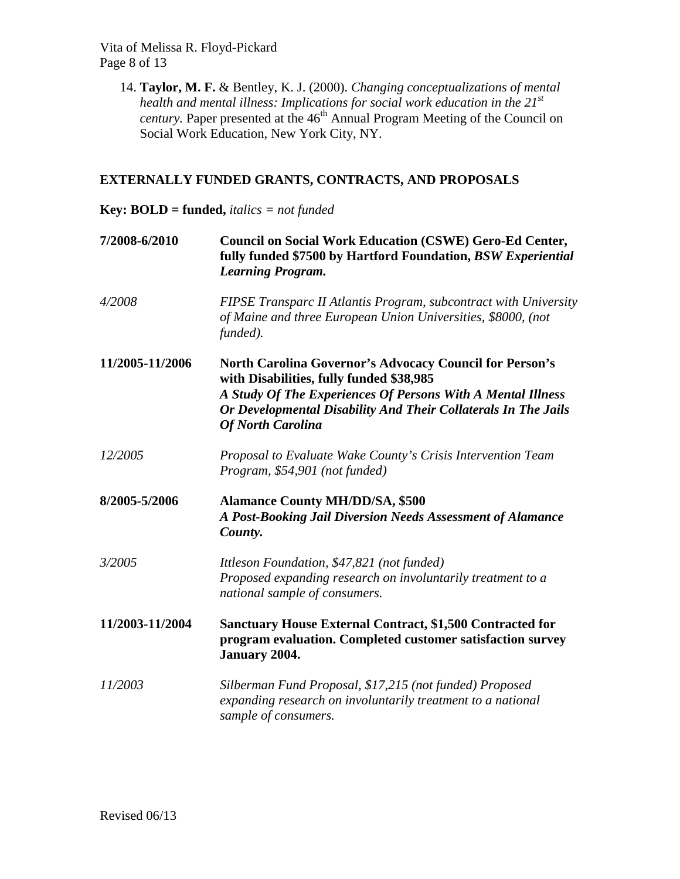14. **Taylor, M. F.** & Bentley, K. J. (2000). *Changing conceptualizations of mental health and mental illness: Implications for social work education in the 21st century.* Paper presented at the 46th Annual Program Meeting of the Council on Social Work Education, New York City, NY.

## EXTERNALLY FUNDED GRANTS, CONTRACTS, AND PROPOSALS

**Key: BOLD = funded,** *italics = not funded*

**7/2008-6/2010** — **Council on Social Work Education (CSWE) Gero-Ed Center, fully funded $7500 by Hartford Foundation, *BSW Experiential Learning Program.***

*4/2008* — *FIPSE Transparc II Atlantis Program, subcontract with University of Maine and three European Union Universities, $8000, (not funded).*

**11/2005-11/2006** — **North Carolina Governor's Advocacy Council for Person's with Disabilities, fully funded $38,985**
***A Study Of The Experiences Of Persons With A Mental Illness Or Developmental Disability And Their Collaterals In The Jails Of North Carolina***

*12/2005* — *Proposal to Evaluate Wake County's Crisis Intervention Team Program, $54,901 (not funded)*

**8/2005-5/2006** — **Alamance County MH/DD/SA, $500**
***A Post-Booking Jail Diversion Needs Assessment of Alamance County.***

*3/2005* — *Ittleson Foundation, $47,821 (not funded)*
*Proposed expanding research on involuntarily treatment to a national sample of consumers.*

**11/2003-11/2004** — **Sanctuary House External Contract, $1,500 Contracted for program evaluation. Completed customer satisfaction survey January 2004.**

*11/2003* — *Silberman Fund Proposal, $17,215 (not funded) Proposed expanding research on involuntarily treatment to a national sample of consumers.*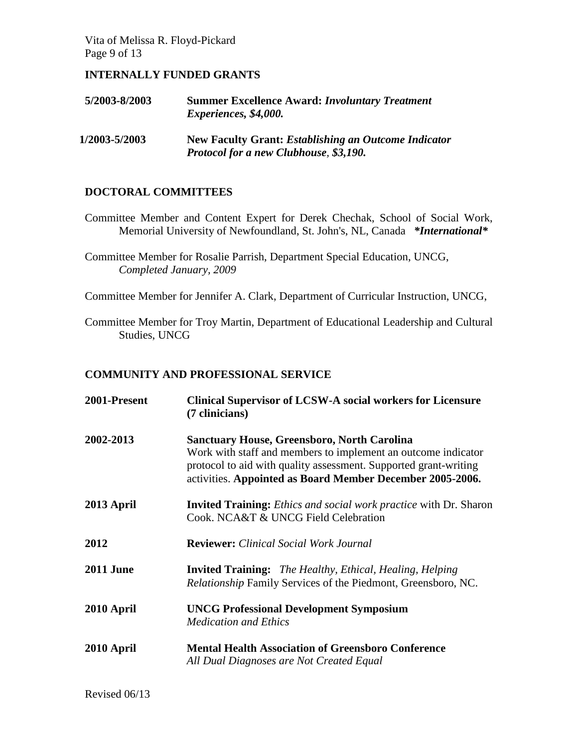## INTERNALLY FUNDED GRANTS

| | |
|---|---|
| **5/2003-8/2003** | **Summer Excellence Award:** ***Involuntary Treatment Experiences, $4,000.*** |
| **1/2003-5/2003** | **New Faculty Grant:** ***Establishing an Outcome Indicator Protocol for a new Clubhouse*, *$3,190.*** |

## DOCTORAL COMMITTEES

Committee Member and Content Expert for Derek Chechak, School of Social Work, Memorial University of Newfoundland, St. John's, NL, Canada ***\*International\****

Committee Member for Rosalie Parrish, Department Special Education, UNCG, *Completed January, 2009*

Committee Member for Jennifer A. Clark, Department of Curricular Instruction, UNCG,

Committee Member for Troy Martin, Department of Educational Leadership and Cultural Studies, UNCG

## COMMUNITY AND PROFESSIONAL SERVICE

| | |
|---|---|
| **2001-Present** | **Clinical Supervisor of LCSW-A social workers for Licensure (7 clinicians)** |
| **2002-2013** | **Sanctuary House, Greensboro, North Carolina** Work with staff and members to implement an outcome indicator protocol to aid with quality assessment. Supported grant-writing activities. **Appointed as Board Member December 2005-2006.** |
| **2013 April** | **Invited Training:** *Ethics and social work practice* with Dr. Sharon Cook. NCA&T & UNCG Field Celebration |
| **2012** | **Reviewer:** *Clinical Social Work Journal* |
| **2011 June** | **Invited Training:** *The Healthy, Ethical, Healing, Helping Relationship* Family Services of the Piedmont, Greensboro, NC. |
| **2010 April** | **UNCG Professional Development Symposium** *Medication and Ethics* |
| **2010 April** | **Mental Health Association of Greensboro Conference** *All Dual Diagnoses are Not Created Equal* |

Revised 06/13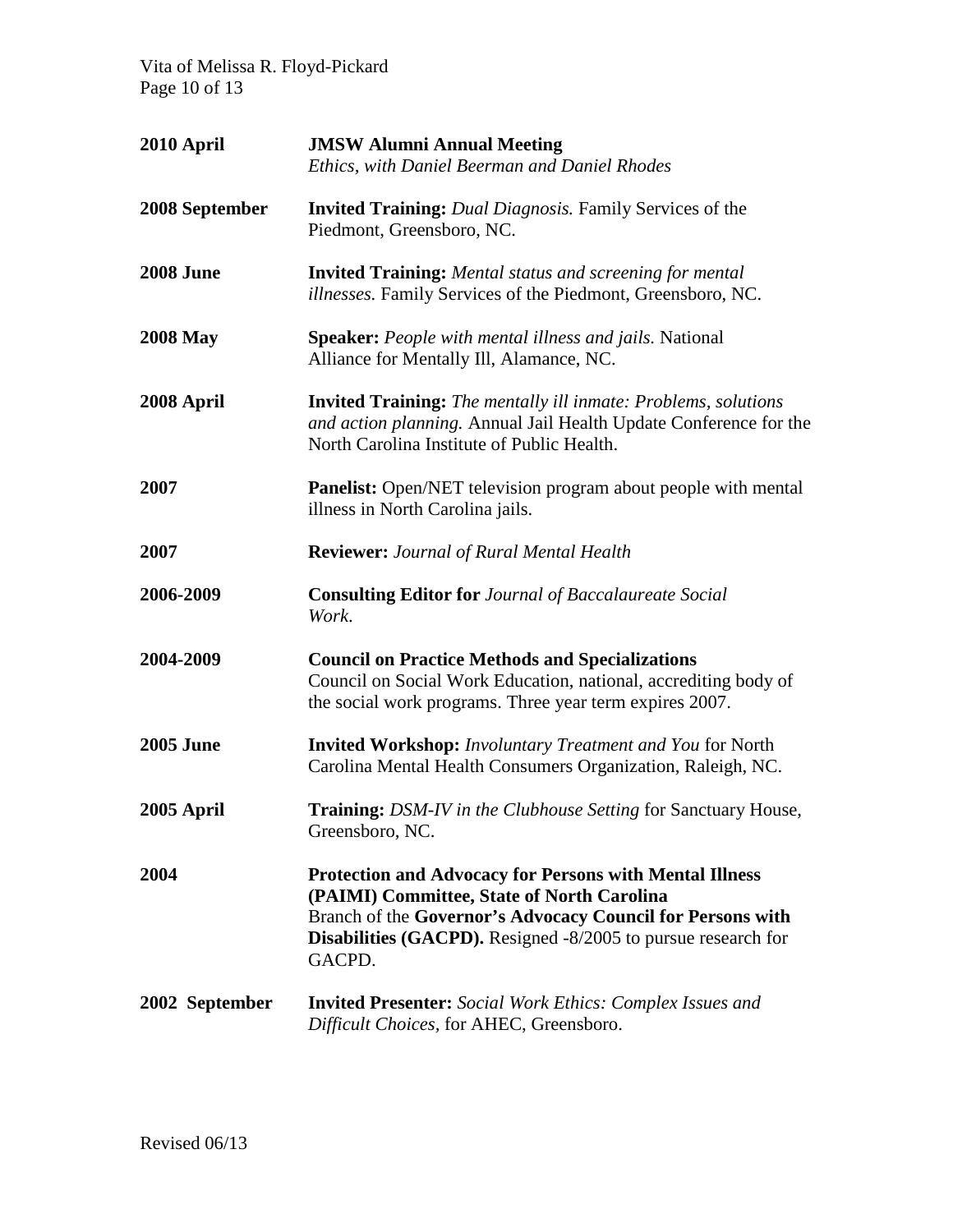**2010 April** — **JMSW Alumni Annual Meeting**
*Ethics, with Daniel Beerman and Daniel Rhodes*

**2008 September** — **Invited Training:** *Dual Diagnosis.* Family Services of the Piedmont, Greensboro, NC.

**2008 June** — **Invited Training:** *Mental status and screening for mental illnesses.* Family Services of the Piedmont, Greensboro, NC.

**2008 May** — **Speaker:** *People with mental illness and jails.* National Alliance for Mentally Ill, Alamance, NC.

**2008 April** — **Invited Training:** *The mentally ill inmate: Problems, solutions and action planning.* Annual Jail Health Update Conference for the North Carolina Institute of Public Health.

**2007** — **Panelist:** Open/NET television program about people with mental illness in North Carolina jails.

**2007** — **Reviewer:** *Journal of Rural Mental Health*

**2006-2009** — **Consulting Editor for** *Journal of Baccalaureate Social Work.*

**2004-2009** — **Council on Practice Methods and Specializations**
Council on Social Work Education, national, accrediting body of the social work programs. Three year term expires 2007.

**2005 June** — **Invited Workshop:** *Involuntary Treatment and You* for North Carolina Mental Health Consumers Organization, Raleigh, NC.

**2005 April** — **Training:** *DSM-IV in the Clubhouse Setting* for Sanctuary House, Greensboro, NC.

**2004** — **Protection and Advocacy for Persons with Mental Illness (PAIMI) Committee, State of North Carolina**
Branch of the **Governor's Advocacy Council for Persons with Disabilities (GACPD).** Resigned -8/2005 to pursue research for GACPD.

**2002 September** — **Invited Presenter:** *Social Work Ethics: Complex Issues and Difficult Choices*, for AHEC, Greensboro.

Revised 06/13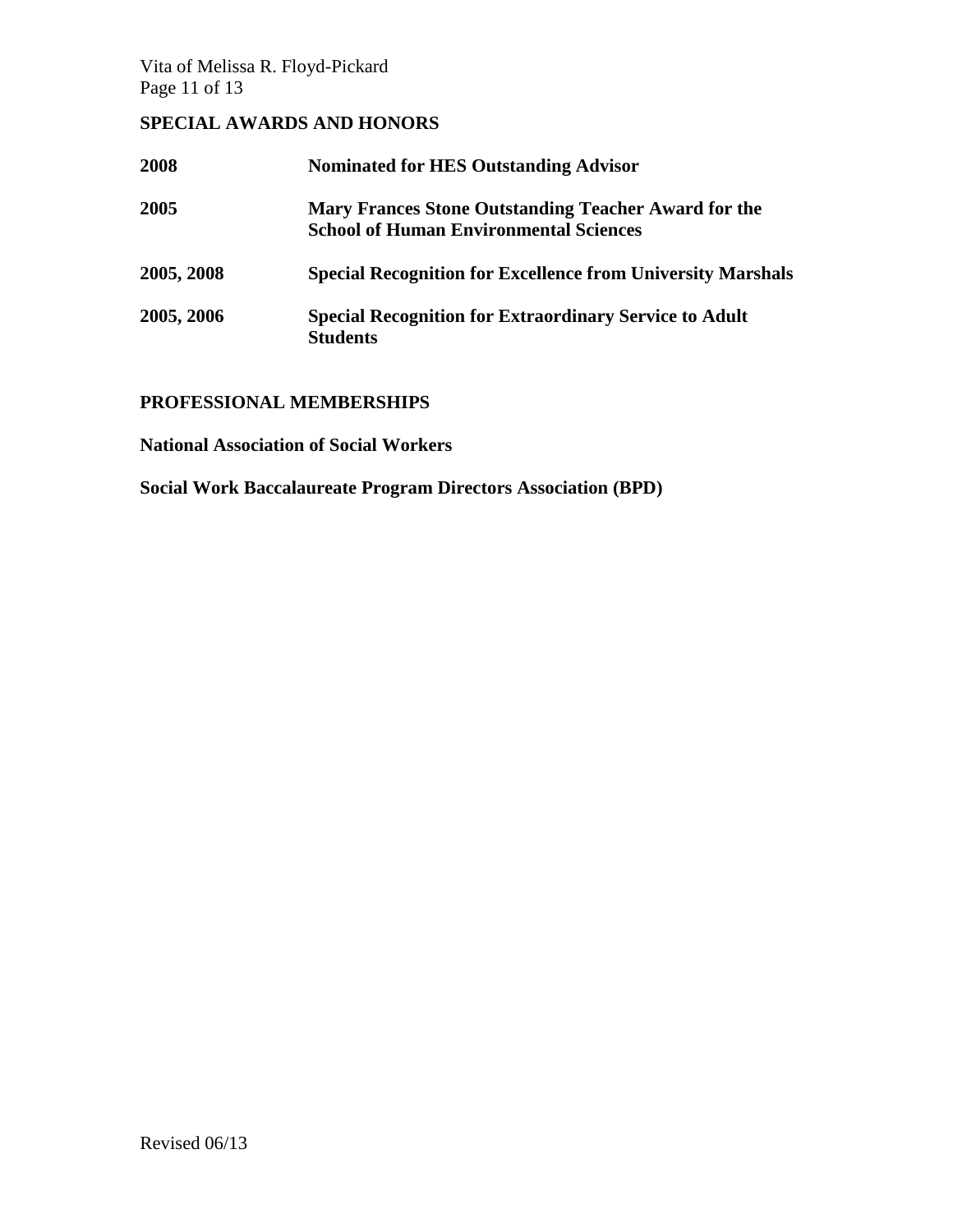## SPECIAL AWARDS AND HONORS

| | |
|---|---|
| **2008** | **Nominated for HES Outstanding Advisor** |
| **2005** | **Mary Frances Stone Outstanding Teacher Award for the School of Human Environmental Sciences** |
| **2005, 2008** | **Special Recognition for Excellence from University Marshals** |
| **2005, 2006** | **Special Recognition for Extraordinary Service to Adult Students** |

## PROFESSIONAL MEMBERSHIPS

**National Association of Social Workers**

**Social Work Baccalaureate Program Directors Association (BPD)**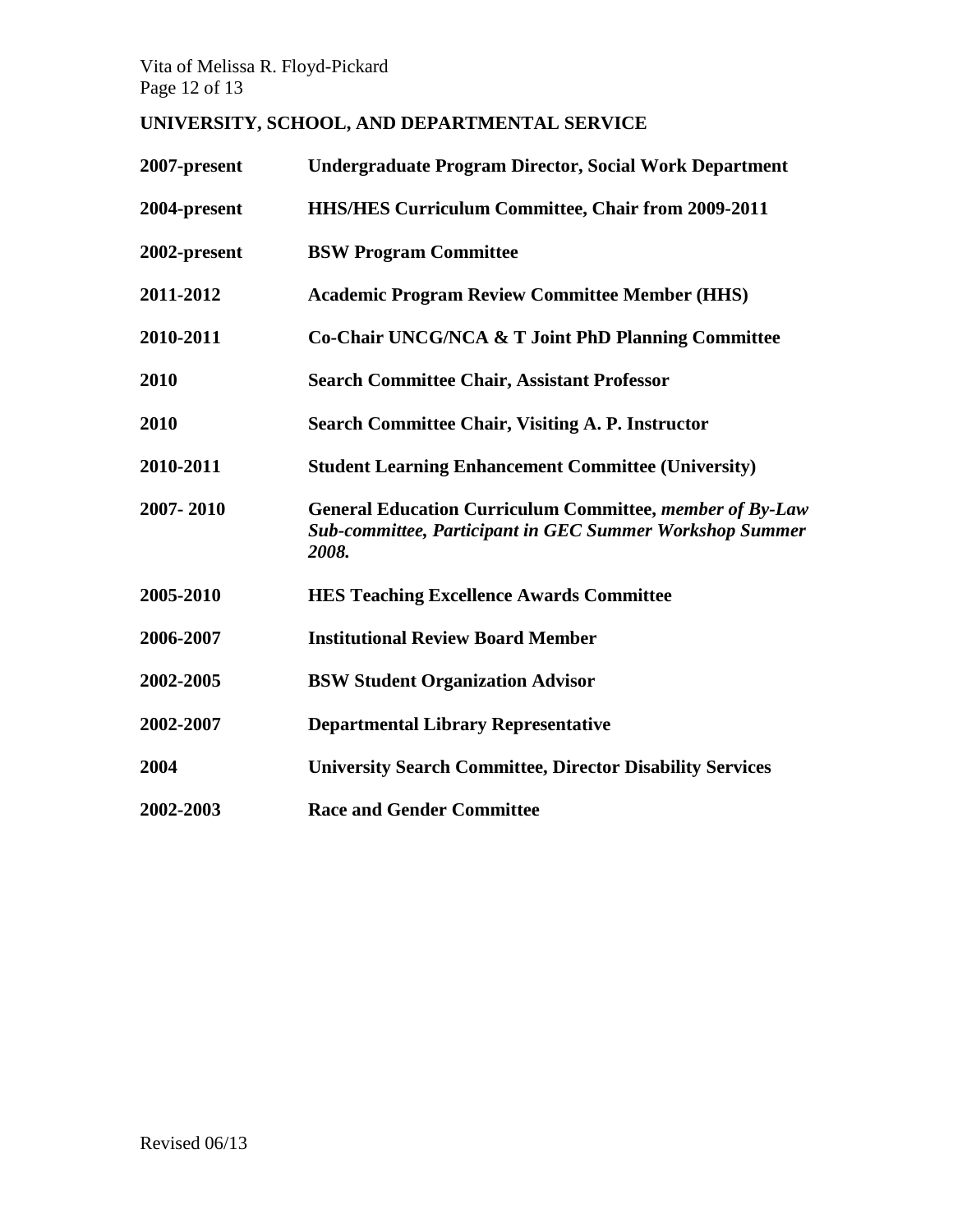## UNIVERSITY, SCHOOL, AND DEPARTMENTAL SERVICE

| | |
|---|---|
| **2007-present** | **Undergraduate Program Director, Social Work Department** |
| **2004-present** | **HHS/HES Curriculum Committee, Chair from 2009-2011** |
| **2002-present** | **BSW Program Committee** |
| **2011-2012** | **Academic Program Review Committee Member (HHS)** |
| **2010-2011** | **Co-Chair UNCG/NCA & T Joint PhD Planning Committee** |
| **2010** | **Search Committee Chair, Assistant Professor** |
| **2010** | **Search Committee Chair, Visiting A. P. Instructor** |
| **2010-2011** | **Student Learning Enhancement Committee (University)** |
| **2007- 2010** | **General Education Curriculum Committee,** ***member of By-Law Sub-committee, Participant in GEC Summer Workshop Summer 2008.*** |
| **2005-2010** | **HES Teaching Excellence Awards Committee** |
| **2006-2007** | **Institutional Review Board Member** |
| **2002-2005** | **BSW Student Organization Advisor** |
| **2002-2007** | **Departmental Library Representative** |
| **2004** | **University Search Committee, Director Disability Services** |
| **2002-2003** | **Race and Gender Committee** |

Revised 06/13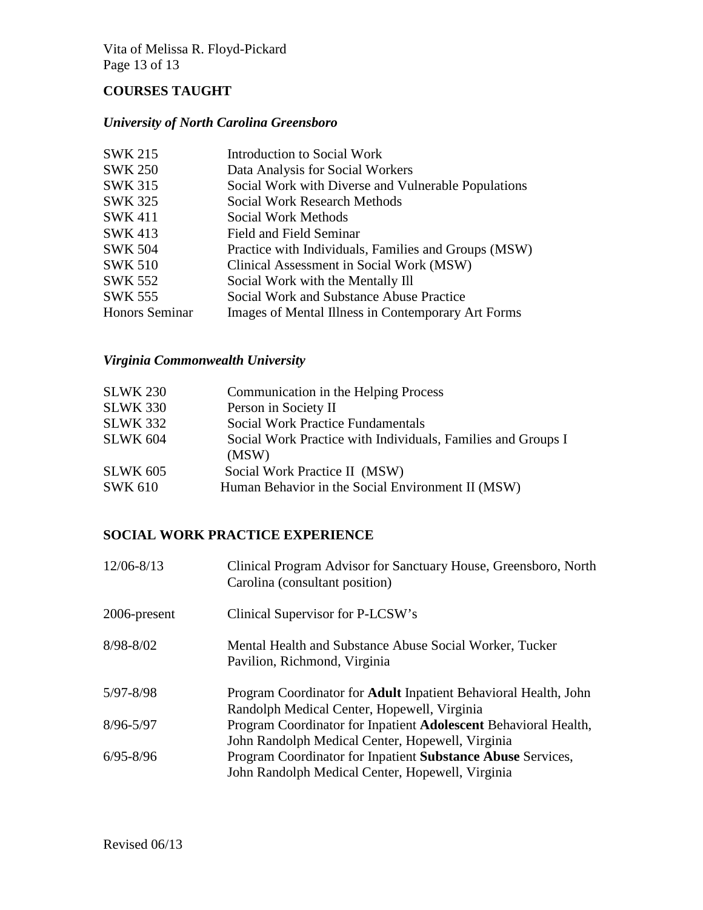## COURSES TAUGHT

### *University of North Carolina Greensboro*

| | |
|---|---|
| SWK 215 | Introduction to Social Work |
| SWK 250 | Data Analysis for Social Workers |
| SWK 315 | Social Work with Diverse and Vulnerable Populations |
| SWK 325 | Social Work Research Methods |
| SWK 411 | Social Work Methods |
| SWK 413 | Field and Field Seminar |
| SWK 504 | Practice with Individuals, Families and Groups (MSW) |
| SWK 510 | Clinical Assessment in Social Work (MSW) |
| SWK 552 | Social Work with the Mentally Ill |
| SWK 555 | Social Work and Substance Abuse Practice |
| Honors Seminar | Images of Mental Illness in Contemporary Art Forms |

### *Virginia Commonwealth University*

| | |
|---|---|
| SLWK 230 | Communication in the Helping Process |
| SLWK 330 | Person in Society II |
| SLWK 332 | Social Work Practice Fundamentals |
| SLWK 604 | Social Work Practice with Individuals, Families and Groups I (MSW) |
| SLWK 605 | Social Work Practice II (MSW) |
| SWK 610 | Human Behavior in the Social Environment II (MSW) |

## SOCIAL WORK PRACTICE EXPERIENCE

| | |
|---|---|
| 12/06-8/13 | Clinical Program Advisor for Sanctuary House, Greensboro, North Carolina (consultant position) |
| 2006-present | Clinical Supervisor for P-LCSW's |
| 8/98-8/02 | Mental Health and Substance Abuse Social Worker, Tucker Pavilion, Richmond, Virginia |
| 5/97-8/98 | Program Coordinator for **Adult** Inpatient Behavioral Health, John Randolph Medical Center, Hopewell, Virginia |
| 8/96-5/97 | Program Coordinator for Inpatient **Adolescent** Behavioral Health, John Randolph Medical Center, Hopewell, Virginia |
| 6/95-8/96 | Program Coordinator for Inpatient **Substance Abuse** Services, John Randolph Medical Center, Hopewell, Virginia |

Revised 06/13